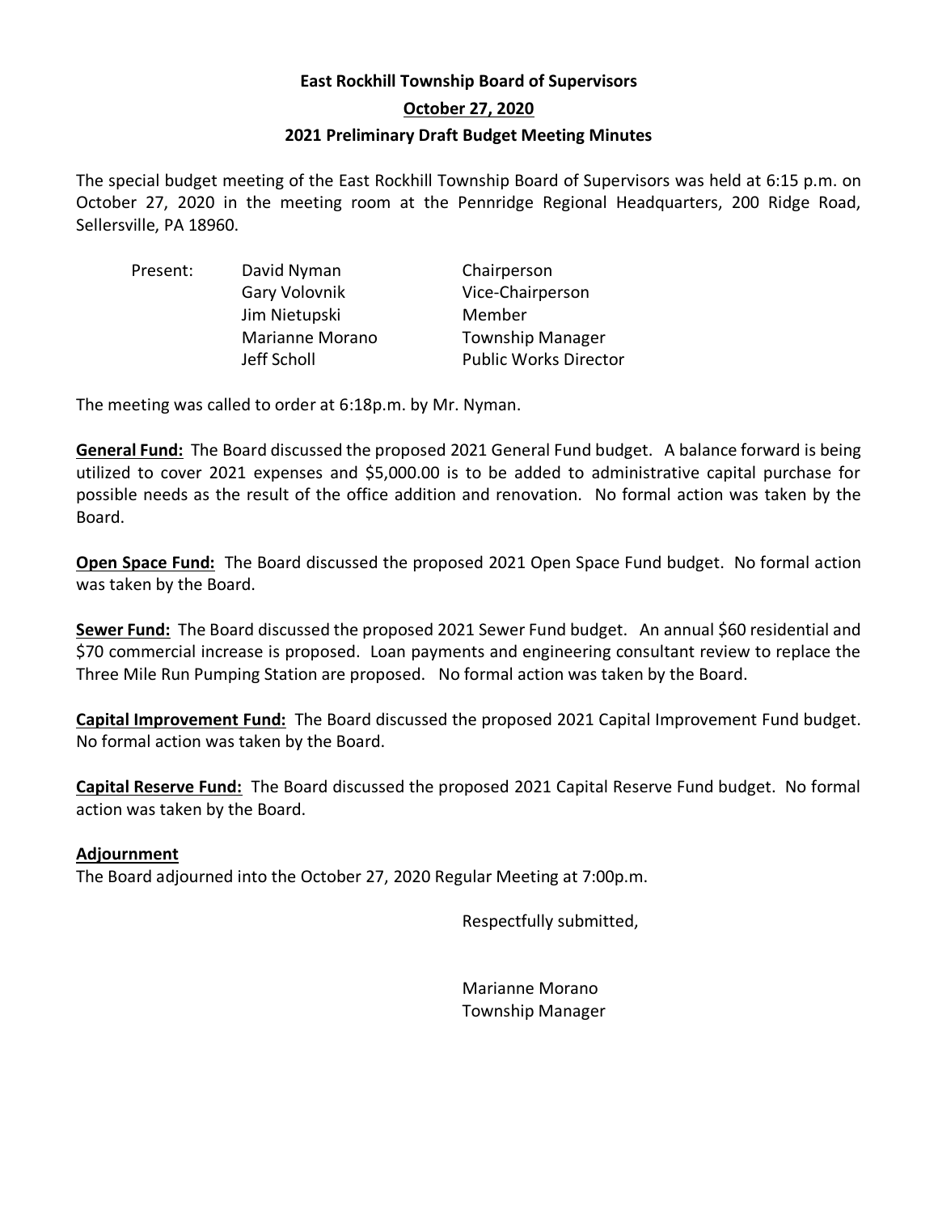# East Rockhill Township Board of Supervisors

## October 27, 2020

## 2021 Preliminary Draft Budget Meeting Minutes

The special budget meeting of the East Rockhill Township Board of Supervisors was held at 6:15 p.m. on October 27, 2020 in the meeting room at the Pennridge Regional Headquarters, 200 Ridge Road, Sellersville, PA 18960.

| Present: | | |
|---|---|---|
| | David Nyman | Chairperson |
| | Gary Volovnik | Vice-Chairperson |
| | Jim Nietupski | Member |
| | Marianne Morano | Township Manager |
| | Jeff Scholl | Public Works Director |

The meeting was called to order at 6:18p.m. by Mr. Nyman.

**General Fund:** The Board discussed the proposed 2021 General Fund budget. A balance forward is being utilized to cover 2021 expenses and $5,000.00 is to be added to administrative capital purchase for possible needs as the result of the office addition and renovation. No formal action was taken by the Board.

**Open Space Fund:** The Board discussed the proposed 2021 Open Space Fund budget. No formal action was taken by the Board.

**Sewer Fund:** The Board discussed the proposed 2021 Sewer Fund budget. An annual $60 residential and $70 commercial increase is proposed. Loan payments and engineering consultant review to replace the Three Mile Run Pumping Station are proposed. No formal action was taken by the Board.

**Capital Improvement Fund:** The Board discussed the proposed 2021 Capital Improvement Fund budget. No formal action was taken by the Board.

**Capital Reserve Fund:** The Board discussed the proposed 2021 Capital Reserve Fund budget. No formal action was taken by the Board.

**Adjournment**

The Board adjourned into the October 27, 2020 Regular Meeting at 7:00p.m.

Respectfully submitted,

Marianne Morano
Township Manager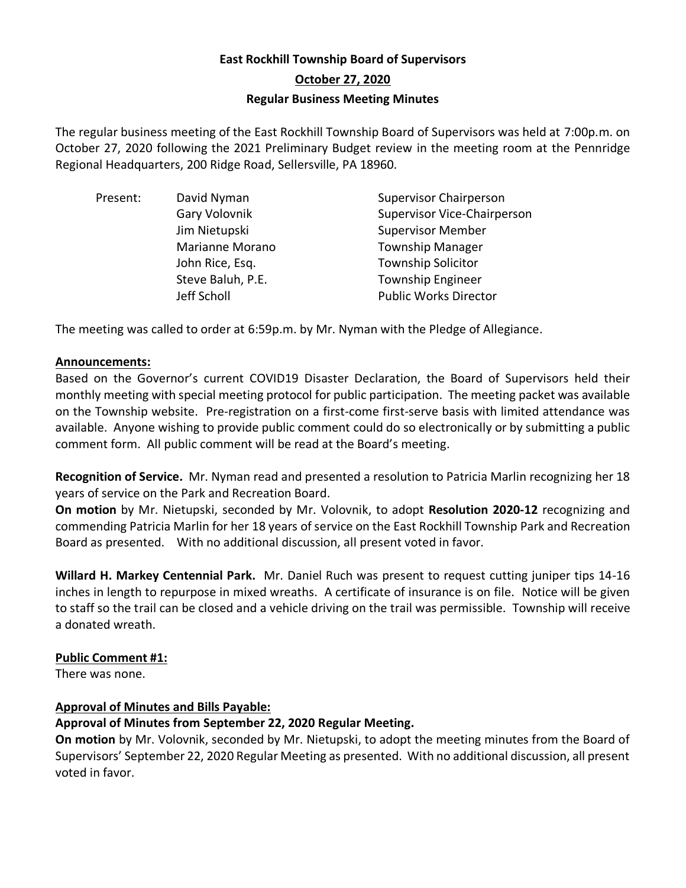**East Rockhill Township Board of Supervisors**

**October 27, 2020**

**Regular Business Meeting Minutes**

The regular business meeting of the East Rockhill Township Board of Supervisors was held at 7:00p.m. on October 27, 2020 following the 2021 Preliminary Budget review in the meeting room at the Pennridge Regional Headquarters, 200 Ridge Road, Sellersville, PA 18960.

| Present: | David Nyman | Supervisor Chairperson |
|---|---|---|
| | Gary Volovnik | Supervisor Vice-Chairperson |
| | Jim Nietupski | Supervisor Member |
| | Marianne Morano | Township Manager |
| | John Rice, Esq. | Township Solicitor |
| | Steve Baluh, P.E. | Township Engineer |
| | Jeff Scholl | Public Works Director |

The meeting was called to order at 6:59p.m. by Mr. Nyman with the Pledge of Allegiance.

**Announcements:**

Based on the Governor's current COVID19 Disaster Declaration, the Board of Supervisors held their monthly meeting with special meeting protocol for public participation. The meeting packet was available on the Township website. Pre-registration on a first-come first-serve basis with limited attendance was available. Anyone wishing to provide public comment could do so electronically or by submitting a public comment form. All public comment will be read at the Board's meeting.

**Recognition of Service.** Mr. Nyman read and presented a resolution to Patricia Marlin recognizing her 18 years of service on the Park and Recreation Board.

**On motion** by Mr. Nietupski, seconded by Mr. Volovnik, to adopt **Resolution 2020-12** recognizing and commending Patricia Marlin for her 18 years of service on the East Rockhill Township Park and Recreation Board as presented. With no additional discussion, all present voted in favor.

**Willard H. Markey Centennial Park.** Mr. Daniel Ruch was present to request cutting juniper tips 14-16 inches in length to repurpose in mixed wreaths. A certificate of insurance is on file. Notice will be given to staff so the trail can be closed and a vehicle driving on the trail was permissible. Township will receive a donated wreath.

**Public Comment #1:**

There was none.

**Approval of Minutes and Bills Payable:**

**Approval of Minutes from September 22, 2020 Regular Meeting.**

**On motion** by Mr. Volovnik, seconded by Mr. Nietupski, to adopt the meeting minutes from the Board of Supervisors' September 22, 2020 Regular Meeting as presented. With no additional discussion, all present voted in favor.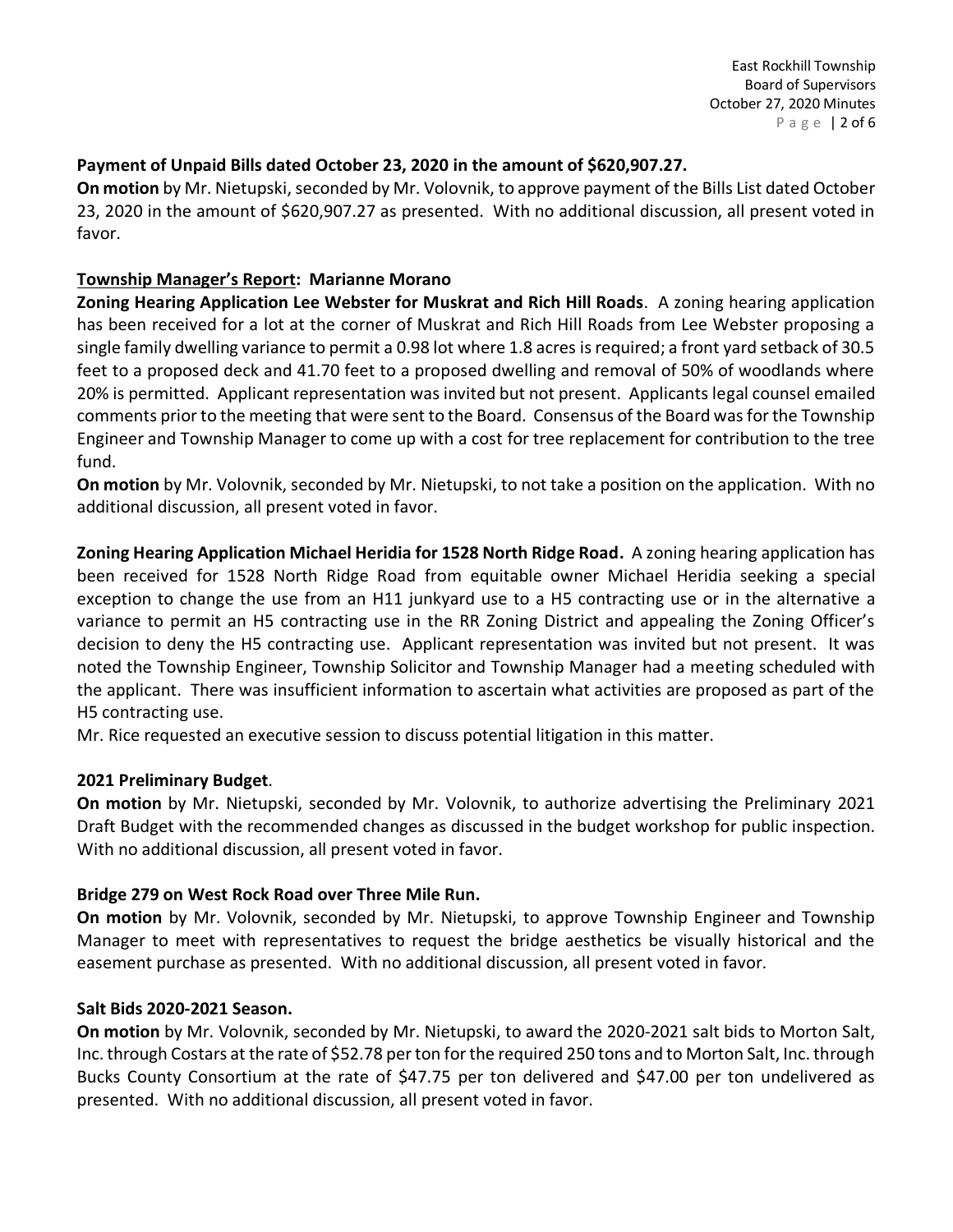**Payment of Unpaid Bills dated October 23, 2020 in the amount of $620,907.27.**

**On motion** by Mr. Nietupski, seconded by Mr. Volovnik, to approve payment of the Bills List dated October 23, 2020 in the amount of $620,907.27 as presented. With no additional discussion, all present voted in favor.

**Township Manager's Report: Marianne Morano**

**Zoning Hearing Application Lee Webster for Muskrat and Rich Hill Roads**. A zoning hearing application has been received for a lot at the corner of Muskrat and Rich Hill Roads from Lee Webster proposing a single family dwelling variance to permit a 0.98 lot where 1.8 acres is required; a front yard setback of 30.5 feet to a proposed deck and 41.70 feet to a proposed dwelling and removal of 50% of woodlands where 20% is permitted. Applicant representation was invited but not present. Applicants legal counsel emailed comments prior to the meeting that were sent to the Board. Consensus of the Board was for the Township Engineer and Township Manager to come up with a cost for tree replacement for contribution to the tree fund.

**On motion** by Mr. Volovnik, seconded by Mr. Nietupski, to not take a position on the application. With no additional discussion, all present voted in favor.

**Zoning Hearing Application Michael Heridia for 1528 North Ridge Road.** A zoning hearing application has been received for 1528 North Ridge Road from equitable owner Michael Heridia seeking a special exception to change the use from an H11 junkyard use to a H5 contracting use or in the alternative a variance to permit an H5 contracting use in the RR Zoning District and appealing the Zoning Officer's decision to deny the H5 contracting use. Applicant representation was invited but not present. It was noted the Township Engineer, Township Solicitor and Township Manager had a meeting scheduled with the applicant. There was insufficient information to ascertain what activities are proposed as part of the H5 contracting use.

Mr. Rice requested an executive session to discuss potential litigation in this matter.

**2021 Preliminary Budget**.

**On motion** by Mr. Nietupski, seconded by Mr. Volovnik, to authorize advertising the Preliminary 2021 Draft Budget with the recommended changes as discussed in the budget workshop for public inspection. With no additional discussion, all present voted in favor.

**Bridge 279 on West Rock Road over Three Mile Run.**

**On motion** by Mr. Volovnik, seconded by Mr. Nietupski, to approve Township Engineer and Township Manager to meet with representatives to request the bridge aesthetics be visually historical and the easement purchase as presented. With no additional discussion, all present voted in favor.

**Salt Bids 2020-2021 Season.**

**On motion** by Mr. Volovnik, seconded by Mr. Nietupski, to award the 2020-2021 salt bids to Morton Salt, Inc. through Costars at the rate of $52.78 per ton for the required 250 tons and to Morton Salt, Inc. through Bucks County Consortium at the rate of $47.75 per ton delivered and $47.00 per ton undelivered as presented. With no additional discussion, all present voted in favor.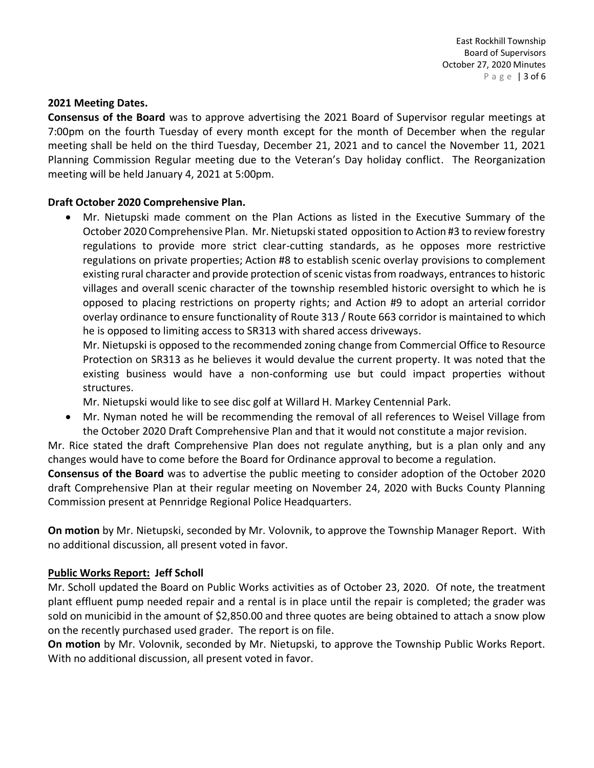**2021 Meeting Dates.**

**Consensus of the Board** was to approve advertising the 2021 Board of Supervisor regular meetings at 7:00pm on the fourth Tuesday of every month except for the month of December when the regular meeting shall be held on the third Tuesday, December 21, 2021 and to cancel the November 11, 2021 Planning Commission Regular meeting due to the Veteran's Day holiday conflict. The Reorganization meeting will be held January 4, 2021 at 5:00pm.

**Draft October 2020 Comprehensive Plan.**

- Mr. Nietupski made comment on the Plan Actions as listed in the Executive Summary of the October 2020 Comprehensive Plan. Mr. Nietupski stated opposition to Action #3 to review forestry regulations to provide more strict clear-cutting standards, as he opposes more restrictive regulations on private properties; Action #8 to establish scenic overlay provisions to complement existing rural character and provide protection of scenic vistas from roadways, entrances to historic villages and overall scenic character of the township resembled historic oversight to which he is opposed to placing restrictions on property rights; and Action #9 to adopt an arterial corridor overlay ordinance to ensure functionality of Route 313 / Route 663 corridor is maintained to which he is opposed to limiting access to SR313 with shared access driveways.

  Mr. Nietupski is opposed to the recommended zoning change from Commercial Office to Resource Protection on SR313 as he believes it would devalue the current property. It was noted that the existing business would have a non-conforming use but could impact properties without structures.

  Mr. Nietupski would like to see disc golf at Willard H. Markey Centennial Park.
- Mr. Nyman noted he will be recommending the removal of all references to Weisel Village from the October 2020 Draft Comprehensive Plan and that it would not constitute a major revision.

Mr. Rice stated the draft Comprehensive Plan does not regulate anything, but is a plan only and any changes would have to come before the Board for Ordinance approval to become a regulation.

**Consensus of the Board** was to advertise the public meeting to consider adoption of the October 2020 draft Comprehensive Plan at their regular meeting on November 24, 2020 with Bucks County Planning Commission present at Pennridge Regional Police Headquarters.

**On motion** by Mr. Nietupski, seconded by Mr. Volovnik, to approve the Township Manager Report. With no additional discussion, all present voted in favor.

**Public Works Report: Jeff Scholl**

Mr. Scholl updated the Board on Public Works activities as of October 23, 2020. Of note, the treatment plant effluent pump needed repair and a rental is in place until the repair is completed; the grader was sold on municibid in the amount of $2,850.00 and three quotes are being obtained to attach a snow plow on the recently purchased used grader. The report is on file.

**On motion** by Mr. Volovnik, seconded by Mr. Nietupski, to approve the Township Public Works Report. With no additional discussion, all present voted in favor.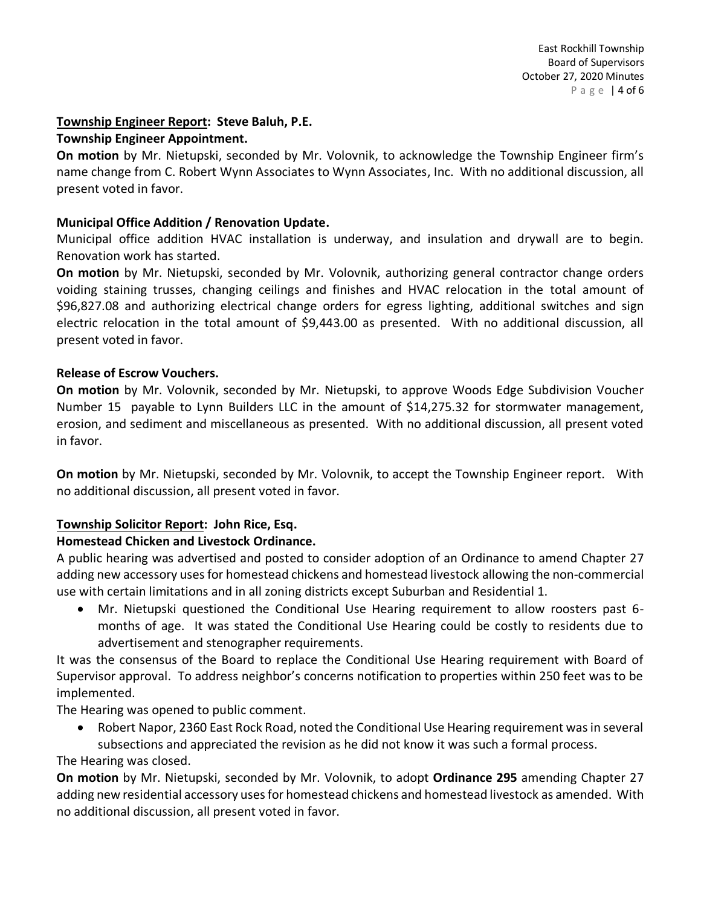**<u>Township Engineer Report</u>: Steve Baluh, P.E.**

**Township Engineer Appointment.**

**On motion** by Mr. Nietupski, seconded by Mr. Volovnik, to acknowledge the Township Engineer firm's name change from C. Robert Wynn Associates to Wynn Associates, Inc. With no additional discussion, all present voted in favor.

**Municipal Office Addition / Renovation Update.**

Municipal office addition HVAC installation is underway, and insulation and drywall are to begin. Renovation work has started.

**On motion** by Mr. Nietupski, seconded by Mr. Volovnik, authorizing general contractor change orders voiding staining trusses, changing ceilings and finishes and HVAC relocation in the total amount of $96,827.08 and authorizing electrical change orders for egress lighting, additional switches and sign electric relocation in the total amount of $9,443.00 as presented. With no additional discussion, all present voted in favor.

**Release of Escrow Vouchers.**

**On motion** by Mr. Volovnik, seconded by Mr. Nietupski, to approve Woods Edge Subdivision Voucher Number 15 payable to Lynn Builders LLC in the amount of $14,275.32 for stormwater management, erosion, and sediment and miscellaneous as presented. With no additional discussion, all present voted in favor.

**On motion** by Mr. Nietupski, seconded by Mr. Volovnik, to accept the Township Engineer report. With no additional discussion, all present voted in favor.

**<u>Township Solicitor Report</u>: John Rice, Esq.**

**Homestead Chicken and Livestock Ordinance.**

A public hearing was advertised and posted to consider adoption of an Ordinance to amend Chapter 27 adding new accessory uses for homestead chickens and homestead livestock allowing the non-commercial use with certain limitations and in all zoning districts except Suburban and Residential 1.

- Mr. Nietupski questioned the Conditional Use Hearing requirement to allow roosters past 6-months of age. It was stated the Conditional Use Hearing could be costly to residents due to advertisement and stenographer requirements.

It was the consensus of the Board to replace the Conditional Use Hearing requirement with Board of Supervisor approval. To address neighbor's concerns notification to properties within 250 feet was to be implemented.

The Hearing was opened to public comment.

- Robert Napor, 2360 East Rock Road, noted the Conditional Use Hearing requirement was in several subsections and appreciated the revision as he did not know it was such a formal process.

The Hearing was closed.

**On motion** by Mr. Nietupski, seconded by Mr. Volovnik, to adopt **Ordinance 295** amending Chapter 27 adding new residential accessory uses for homestead chickens and homestead livestock as amended. With no additional discussion, all present voted in favor.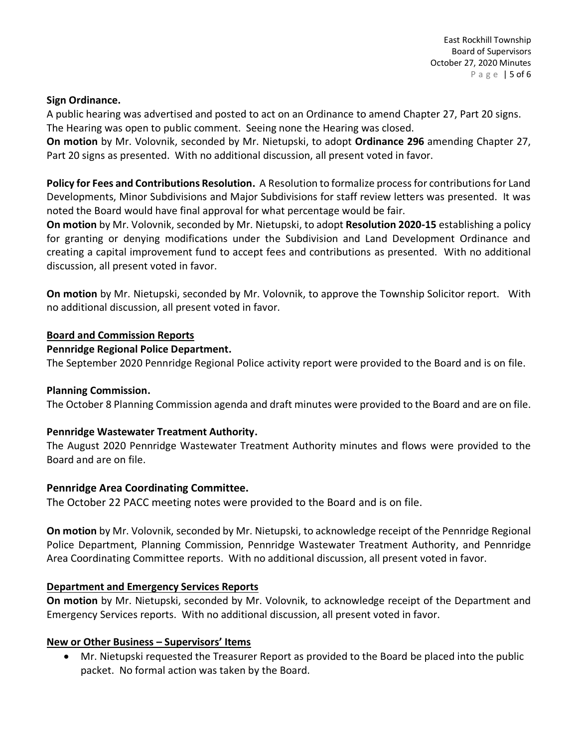**Sign Ordinance.**

A public hearing was advertised and posted to act on an Ordinance to amend Chapter 27, Part 20 signs. The Hearing was open to public comment. Seeing none the Hearing was closed.

**On motion** by Mr. Volovnik, seconded by Mr. Nietupski, to adopt **Ordinance 296** amending Chapter 27, Part 20 signs as presented. With no additional discussion, all present voted in favor.

**Policy for Fees and Contributions Resolution.** A Resolution to formalize process for contributions for Land Developments, Minor Subdivisions and Major Subdivisions for staff review letters was presented. It was noted the Board would have final approval for what percentage would be fair.

**On motion** by Mr. Volovnik, seconded by Mr. Nietupski, to adopt **Resolution 2020-15** establishing a policy for granting or denying modifications under the Subdivision and Land Development Ordinance and creating a capital improvement fund to accept fees and contributions as presented. With no additional discussion, all present voted in favor.

**On motion** by Mr. Nietupski, seconded by Mr. Volovnik, to approve the Township Solicitor report. With no additional discussion, all present voted in favor.

## <u>Board and Commission Reports</u>

**Pennridge Regional Police Department.**

The September 2020 Pennridge Regional Police activity report were provided to the Board and is on file.

**Planning Commission.**

The October 8 Planning Commission agenda and draft minutes were provided to the Board and are on file.

**Pennridge Wastewater Treatment Authority.**

The August 2020 Pennridge Wastewater Treatment Authority minutes and flows were provided to the Board and are on file.

**Pennridge Area Coordinating Committee.**

The October 22 PACC meeting notes were provided to the Board and is on file.

**On motion** by Mr. Volovnik, seconded by Mr. Nietupski, to acknowledge receipt of the Pennridge Regional Police Department, Planning Commission, Pennridge Wastewater Treatment Authority, and Pennridge Area Coordinating Committee reports. With no additional discussion, all present voted in favor.

## <u>Department and Emergency Services Reports</u>

**On motion** by Mr. Nietupski, seconded by Mr. Volovnik, to acknowledge receipt of the Department and Emergency Services reports. With no additional discussion, all present voted in favor.

## <u>New or Other Business – Supervisors' Items</u>

- Mr. Nietupski requested the Treasurer Report as provided to the Board be placed into the public packet. No formal action was taken by the Board.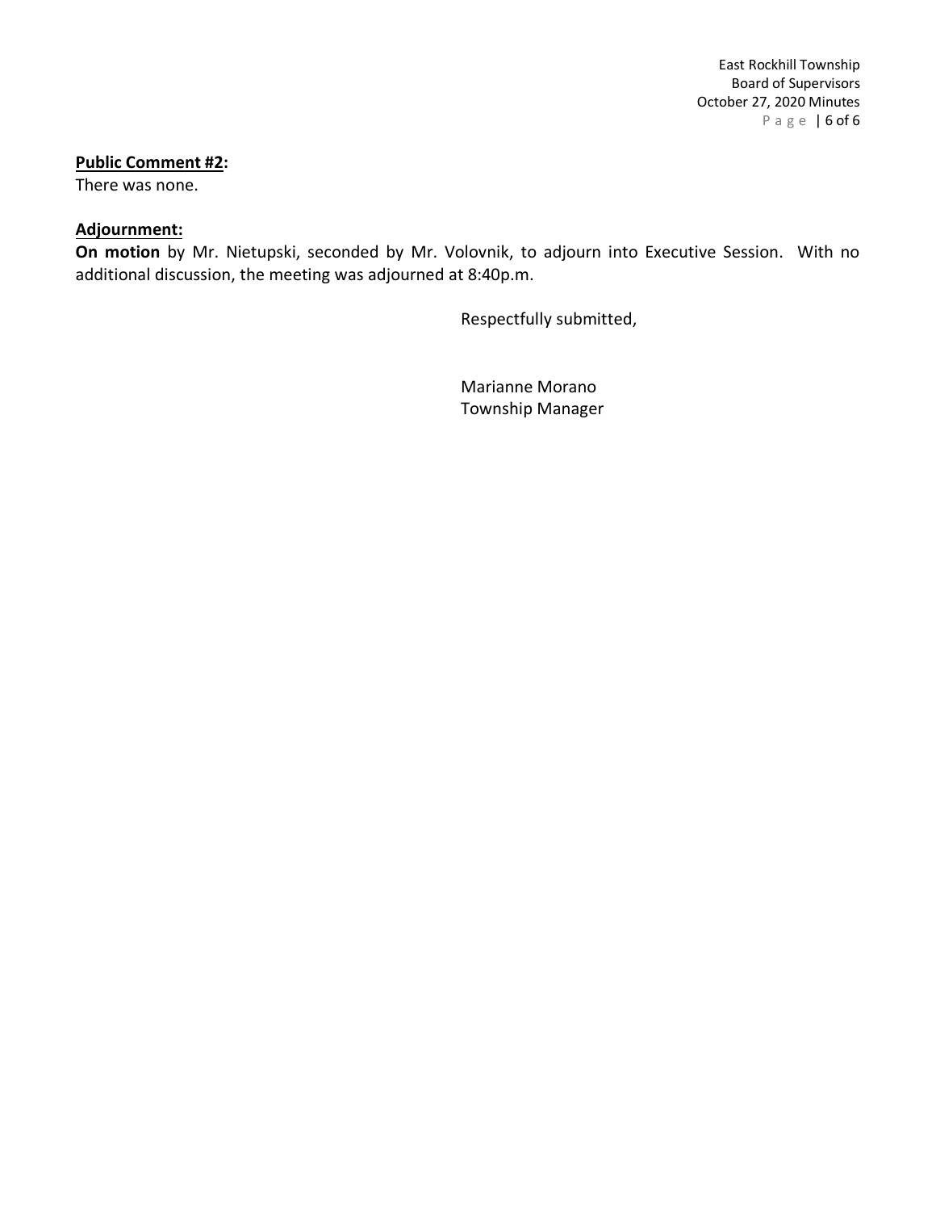**Public Comment #2:**

There was none.

**Adjournment:**

**On motion** by Mr. Nietupski, seconded by Mr. Volovnik, to adjourn into Executive Session. With no additional discussion, the meeting was adjourned at 8:40p.m.

Respectfully submitted,

Marianne Morano
Township Manager